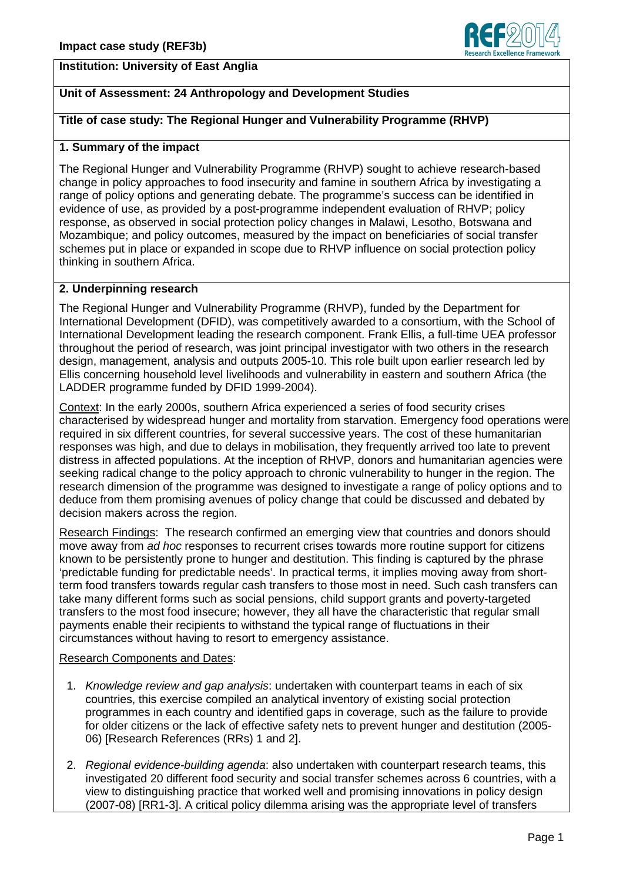**Impact case study (REF3b)**

**Institution: University of East Anglia**

**Unit of Assessment: 24 Anthropology and Development Studies**

**Title of case study: The Regional Hunger and Vulnerability Programme (RHVP)**

## 1. Summary of the impact

The Regional Hunger and Vulnerability Programme (RHVP) sought to achieve research-based change in policy approaches to food insecurity and famine in southern Africa by investigating a range of policy options and generating debate. The programme's success can be identified in evidence of use, as provided by a post-programme independent evaluation of RHVP; policy response, as observed in social protection policy changes in Malawi, Lesotho, Botswana and Mozambique; and policy outcomes, measured by the impact on beneficiaries of social transfer schemes put in place or expanded in scope due to RHVP influence on social protection policy thinking in southern Africa.

## 2. Underpinning research

The Regional Hunger and Vulnerability Programme (RHVP), funded by the Department for International Development (DFID), was competitively awarded to a consortium, with the School of International Development leading the research component. Frank Ellis, a full-time UEA professor throughout the period of research, was joint principal investigator with two others in the research design, management, analysis and outputs 2005-10. This role built upon earlier research led by Ellis concerning household level livelihoods and vulnerability in eastern and southern Africa (the LADDER programme funded by DFID 1999-2004).

Context: In the early 2000s, southern Africa experienced a series of food security crises characterised by widespread hunger and mortality from starvation. Emergency food operations were required in six different countries, for several successive years. The cost of these humanitarian responses was high, and due to delays in mobilisation, they frequently arrived too late to prevent distress in affected populations. At the inception of RHVP, donors and humanitarian agencies were seeking radical change to the policy approach to chronic vulnerability to hunger in the region. The research dimension of the programme was designed to investigate a range of policy options and to deduce from them promising avenues of policy change that could be discussed and debated by decision makers across the region.

Research Findings: The research confirmed an emerging view that countries and donors should move away from *ad hoc* responses to recurrent crises towards more routine support for citizens known to be persistently prone to hunger and destitution. This finding is captured by the phrase 'predictable funding for predictable needs'. In practical terms, it implies moving away from short-term food transfers towards regular cash transfers to those most in need. Such cash transfers can take many different forms such as social pensions, child support grants and poverty-targeted transfers to the most food insecure; however, they all have the characteristic that regular small payments enable their recipients to withstand the typical range of fluctuations in their circumstances without having to resort to emergency assistance.

Research Components and Dates:

1. *Knowledge review and gap analysis*: undertaken with counterpart teams in each of six countries, this exercise compiled an analytical inventory of existing social protection programmes in each country and identified gaps in coverage, such as the failure to provide for older citizens or the lack of effective safety nets to prevent hunger and destitution (2005-06) [Research References (RRs) 1 and 2].

2. *Regional evidence-building agenda*: also undertaken with counterpart research teams, this investigated 20 different food security and social transfer schemes across 6 countries, with a view to distinguishing practice that worked well and promising innovations in policy design (2007-08) [RR1-3]. A critical policy dilemma arising was the appropriate level of transfers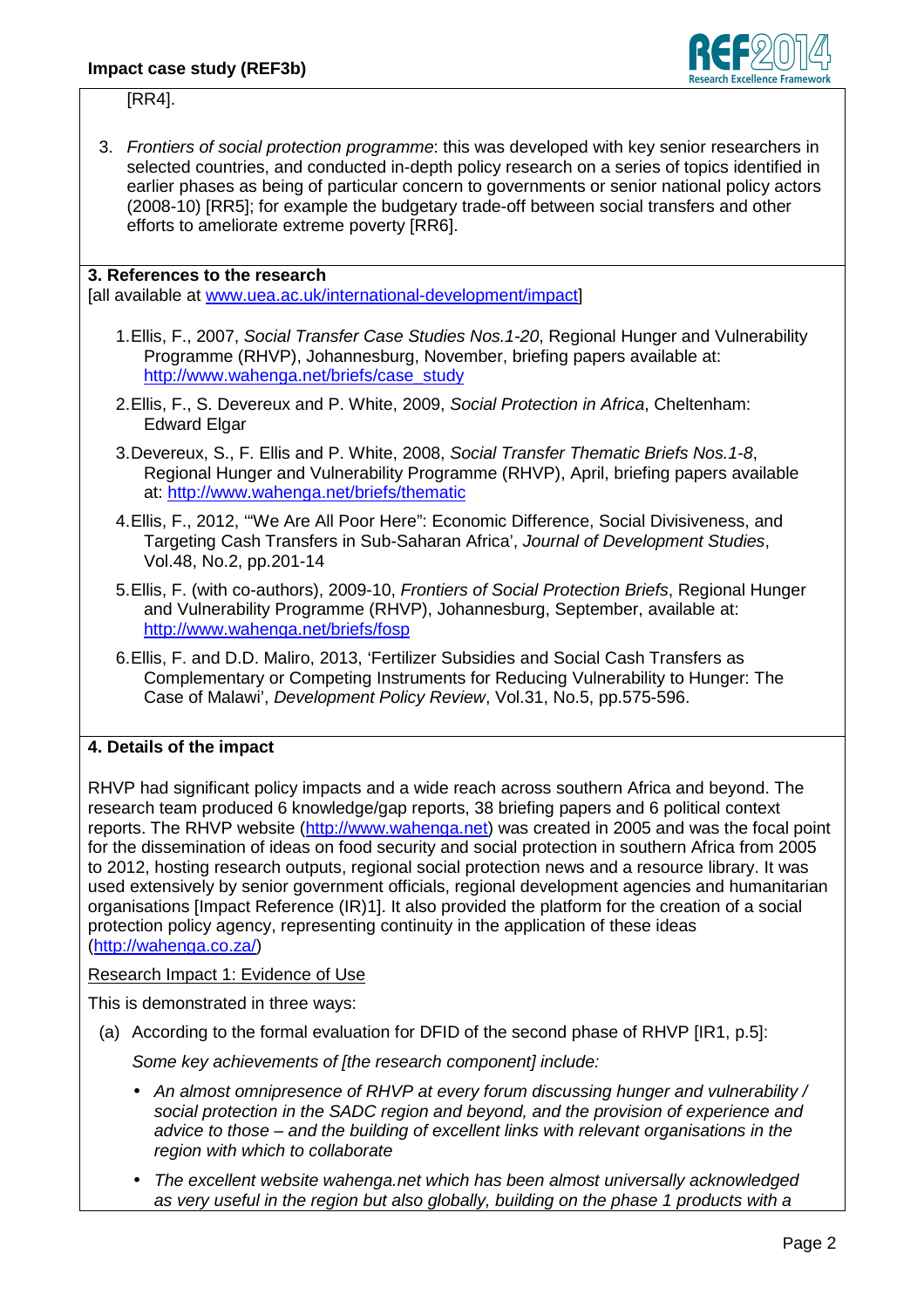[RR4].

3. *Frontiers of social protection programme*: this was developed with key senior researchers in selected countries, and conducted in-depth policy research on a series of topics identified in earlier phases as being of particular concern to governments or senior national policy actors (2008-10) [RR5]; for example the budgetary trade-off between social transfers and other efforts to ameliorate extreme poverty [RR6].

## 3. References to the research

[all available at www.uea.ac.uk/international-development/impact]

1. Ellis, F., 2007, *Social Transfer Case Studies Nos.1-20*, Regional Hunger and Vulnerability Programme (RHVP), Johannesburg, November, briefing papers available at: http://www.wahenga.net/briefs/case_study
2. Ellis, F., S. Devereux and P. White, 2009, *Social Protection in Africa*, Cheltenham: Edward Elgar
3. Devereux, S., F. Ellis and P. White, 2008, *Social Transfer Thematic Briefs Nos.1-8*, Regional Hunger and Vulnerability Programme (RHVP), April, briefing papers available at: http://www.wahenga.net/briefs/thematic
4. Ellis, F., 2012, '"We Are All Poor Here": Economic Difference, Social Divisiveness, and Targeting Cash Transfers in Sub-Saharan Africa', *Journal of Development Studies*, Vol.48, No.2, pp.201-14
5. Ellis, F. (with co-authors), 2009-10, *Frontiers of Social Protection Briefs*, Regional Hunger and Vulnerability Programme (RHVP), Johannesburg, September, available at: http://www.wahenga.net/briefs/fosp
6. Ellis, F. and D.D. Maliro, 2013, 'Fertilizer Subsidies and Social Cash Transfers as Complementary or Competing Instruments for Reducing Vulnerability to Hunger: The Case of Malawi', *Development Policy Review*, Vol.31, No.5, pp.575-596.

## 4. Details of the impact

RHVP had significant policy impacts and a wide reach across southern Africa and beyond. The research team produced 6 knowledge/gap reports, 38 briefing papers and 6 political context reports. The RHVP website (http://www.wahenga.net) was created in 2005 and was the focal point for the dissemination of ideas on food security and social protection in southern Africa from 2005 to 2012, hosting research outputs, regional social protection news and a resource library. It was used extensively by senior government officials, regional development agencies and humanitarian organisations [Impact Reference (IR)1]. It also provided the platform for the creation of a social protection policy agency, representing continuity in the application of these ideas (http://wahenga.co.za/)

Research Impact 1: Evidence of Use

This is demonstrated in three ways:

(a) According to the formal evaluation for DFID of the second phase of RHVP [IR1, p.5]:

*Some key achievements of [the research component] include:*

- *An almost omnipresence of RHVP at every forum discussing hunger and vulnerability / social protection in the SADC region and beyond, and the provision of experience and advice to those – and the building of excellent links with relevant organisations in the region with which to collaborate*
- *The excellent website wahenga.net which has been almost universally acknowledged as very useful in the region but also globally, building on the phase 1 products with a*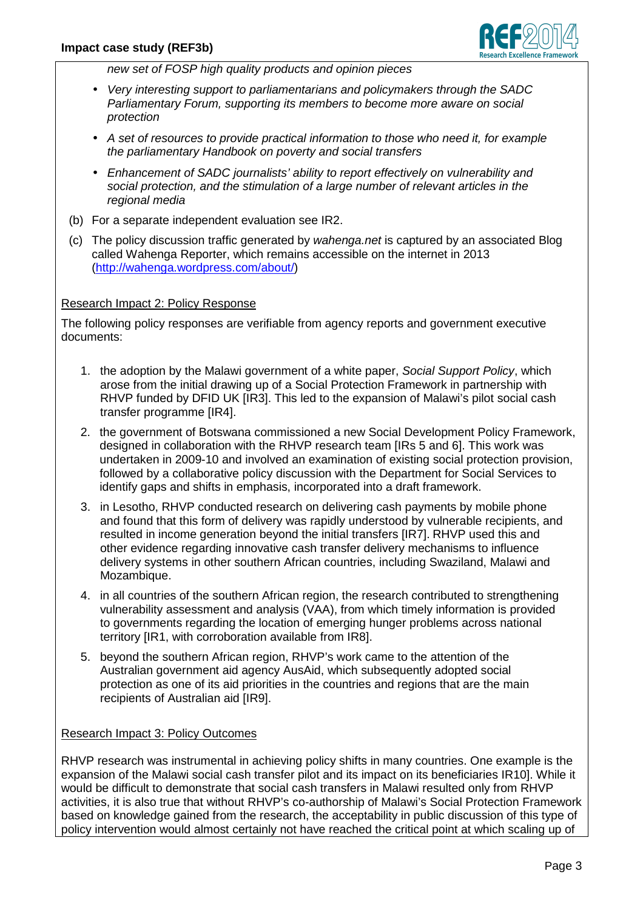*new set of FOSP high quality products and opinion pieces*

- *Very interesting support to parliamentarians and policymakers through the SADC Parliamentary Forum, supporting its members to become more aware on social protection*
- *A set of resources to provide practical information to those who need it, for example the parliamentary Handbook on poverty and social transfers*
- *Enhancement of SADC journalists' ability to report effectively on vulnerability and social protection, and the stimulation of a large number of relevant articles in the regional media*

(b) For a separate independent evaluation see IR2.

(c) The policy discussion traffic generated by *wahenga.net* is captured by an associated Blog called Wahenga Reporter, which remains accessible on the internet in 2013 (http://wahenga.wordpress.com/about/)

Research Impact 2: Policy Response

The following policy responses are verifiable from agency reports and government executive documents:

1. the adoption by the Malawi government of a white paper, *Social Support Policy*, which arose from the initial drawing up of a Social Protection Framework in partnership with RHVP funded by DFID UK [IR3]. This led to the expansion of Malawi's pilot social cash transfer programme [IR4].
2. the government of Botswana commissioned a new Social Development Policy Framework, designed in collaboration with the RHVP research team [IRs 5 and 6]. This work was undertaken in 2009-10 and involved an examination of existing social protection provision, followed by a collaborative policy discussion with the Department for Social Services to identify gaps and shifts in emphasis, incorporated into a draft framework.
3. in Lesotho, RHVP conducted research on delivering cash payments by mobile phone and found that this form of delivery was rapidly understood by vulnerable recipients, and resulted in income generation beyond the initial transfers [IR7]. RHVP used this and other evidence regarding innovative cash transfer delivery mechanisms to influence delivery systems in other southern African countries, including Swaziland, Malawi and Mozambique.
4. in all countries of the southern African region, the research contributed to strengthening vulnerability assessment and analysis (VAA), from which timely information is provided to governments regarding the location of emerging hunger problems across national territory [IR1, with corroboration available from IR8].
5. beyond the southern African region, RHVP's work came to the attention of the Australian government aid agency AusAid, which subsequently adopted social protection as one of its aid priorities in the countries and regions that are the main recipients of Australian aid [IR9].

Research Impact 3: Policy Outcomes

RHVP research was instrumental in achieving policy shifts in many countries. One example is the expansion of the Malawi social cash transfer pilot and its impact on its beneficiaries IR10]. While it would be difficult to demonstrate that social cash transfers in Malawi resulted only from RHVP activities, it is also true that without RHVP's co-authorship of Malawi's Social Protection Framework based on knowledge gained from the research, the acceptability in public discussion of this type of policy intervention would almost certainly not have reached the critical point at which scaling up of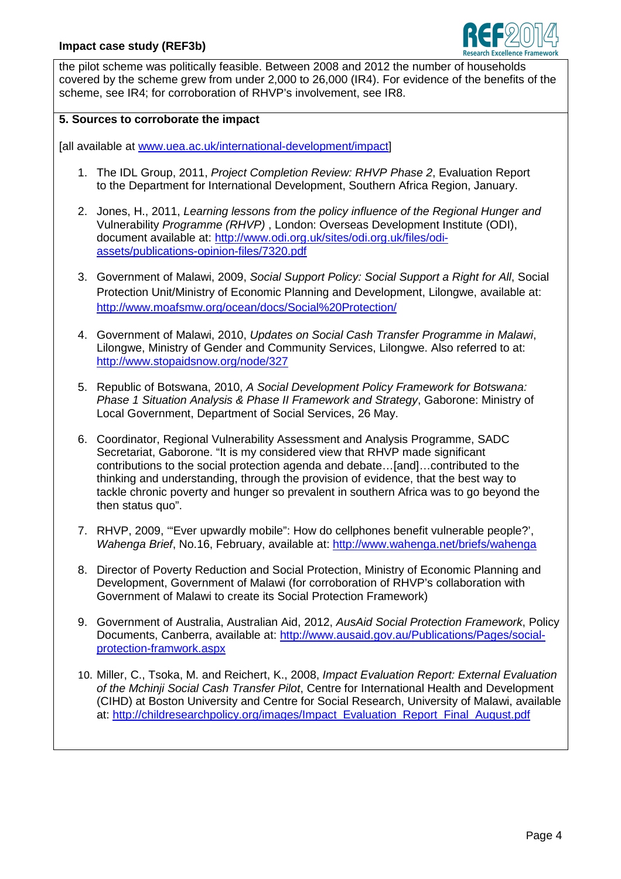the pilot scheme was politically feasible. Between 2008 and 2012 the number of households covered by the scheme grew from under 2,000 to 26,000 (IR4). For evidence of the benefits of the scheme, see IR4; for corroboration of RHVP's involvement, see IR8.

**5. Sources to corroborate the impact**

[all available at [www.uea.ac.uk/international-development/impact](www.uea.ac.uk/international-development/impact)]

1. The IDL Group, 2011, *Project Completion Review: RHVP Phase 2*, Evaluation Report to the Department for International Development, Southern Africa Region, January.

2. Jones, H., 2011, *Learning lessons from the policy influence of the Regional Hunger and* Vulnerability *Programme (RHVP)* , London: Overseas Development Institute (ODI), document available at: [http://www.odi.org.uk/sites/odi.org.uk/files/odi-assets/publications-opinion-files/7320.pdf](http://www.odi.org.uk/sites/odi.org.uk/files/odi-assets/publications-opinion-files/7320.pdf)

3. Government of Malawi, 2009, *Social Support Policy: Social Support a Right for All*, Social Protection Unit/Ministry of Economic Planning and Development, Lilongwe, available at: [http://www.moafsmw.org/ocean/docs/Social%20Protection/](http://www.moafsmw.org/ocean/docs/Social%20Protection/)

4. Government of Malawi, 2010, *Updates on Social Cash Transfer Programme in Malawi*, Lilongwe, Ministry of Gender and Community Services, Lilongwe. Also referred to at: [http://www.stopaidsnow.org/node/327](http://www.stopaidsnow.org/node/327)

5. Republic of Botswana, 2010, *A Social Development Policy Framework for Botswana: Phase 1 Situation Analysis & Phase II Framework and Strategy*, Gaborone: Ministry of Local Government, Department of Social Services, 26 May.

6. Coordinator, Regional Vulnerability Assessment and Analysis Programme, SADC Secretariat, Gaborone. "It is my considered view that RHVP made significant contributions to the social protection agenda and debate…[and]…contributed to the thinking and understanding, through the provision of evidence, that the best way to tackle chronic poverty and hunger so prevalent in southern Africa was to go beyond the then status quo".

7. RHVP, 2009, '"Ever upwardly mobile": How do cellphones benefit vulnerable people?', *Wahenga Brief*, No.16, February, available at: [http://www.wahenga.net/briefs/wahenga](http://www.wahenga.net/briefs/wahenga)

8. Director of Poverty Reduction and Social Protection, Ministry of Economic Planning and Development, Government of Malawi (for corroboration of RHVP's collaboration with Government of Malawi to create its Social Protection Framework)

9. Government of Australia, Australian Aid, 2012, *AusAid Social Protection Framework*, Policy Documents, Canberra, available at: [http://www.ausaid.gov.au/Publications/Pages/social-protection-framwork.aspx](http://www.ausaid.gov.au/Publications/Pages/social-protection-framwork.aspx)

10. Miller, C., Tsoka, M. and Reichert, K., 2008, *Impact Evaluation Report: External Evaluation of the Mchinji Social Cash Transfer Pilot*, Centre for International Health and Development (CIHD) at Boston University and Centre for Social Research, University of Malawi, available at: [http://childresearchpolicy.org/images/Impact_Evaluation_Report_Final_August.pdf](http://childresearchpolicy.org/images/Impact_Evaluation_Report_Final_August.pdf)